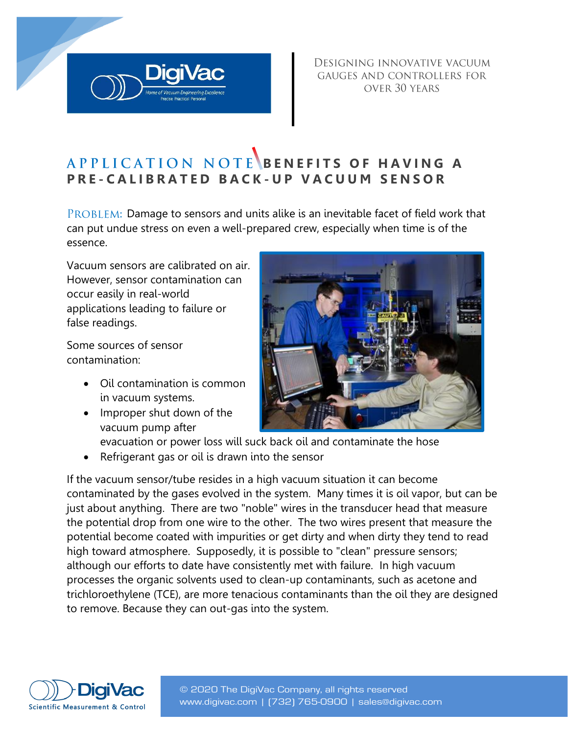DESIGNING INNOVATIVE VACUUM GAUGES AND CONTROLLERS FOR OVER 30 YEARS

# APPLICATION NOTE BENEFITS OF HAVING A PRE-CALIBRATED BACK-UP VACUUM SENSOR

PROBLEM: Damage to sensors and units alike is an inevitable facet of field work that can put undue stress on even a well-prepared crew, especially when time is of the essence.

Vacuum sensors are calibrated on air. However, sensor contamination can occur easily in real-world applications leading to failure or false readings.

Some sources of sensor contamination:

- Oil contamination is common in vacuum systems.
- Improper shut down of the vacuum pump after evacuation or power loss will suck back oil and contaminate the hose
- Refrigerant gas or oil is drawn into the sensor

If the vacuum sensor/tube resides in a high vacuum situation it can become contaminated by the gases evolved in the system. Many times it is oil vapor, but can be just about anything. There are two "noble" wires in the transducer head that measure the potential drop from one wire to the other. The two wires present that measure the potential become coated with impurities or get dirty and when dirty they tend to read high toward atmosphere. Supposedly, it is possible to "clean" pressure sensors; although our efforts to date have consistently met with failure. In high vacuum processes the organic solvents used to clean-up contaminants, such as acetone and trichloroethylene (TCE), are more tenacious contaminants than the oil they are designed to remove. Because they can out-gas into the system.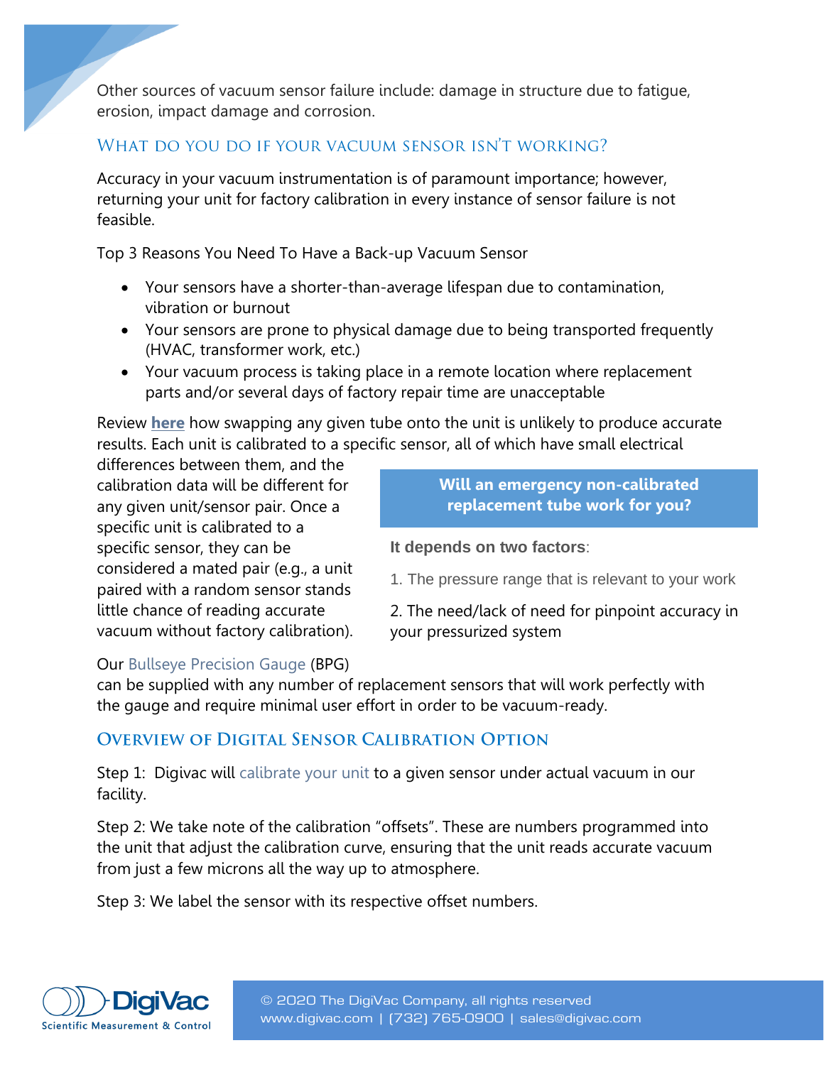Other sources of vacuum sensor failure include: damage in structure due to fatigue, erosion, impact damage and corrosion.

## What do you do if your vacuum sensor isn't working?

Accuracy in your vacuum instrumentation is of paramount importance; however, returning your unit for factory calibration in every instance of sensor failure is not feasible.

Top 3 Reasons You Need To Have a Back-up Vacuum Sensor

- Your sensors have a shorter-than-average lifespan due to contamination, vibration or burnout
- Your sensors are prone to physical damage due to being transported frequently (HVAC, transformer work, etc.)
- Your vacuum process is taking place in a remote location where replacement parts and/or several days of factory repair time are unacceptable

Review **here** how swapping any given tube onto the unit is unlikely to produce accurate results. Each unit is calibrated to a specific sensor, all of which have small electrical differences between them, and the calibration data will be different for any given unit/sensor pair. Once a specific unit is calibrated to a specific sensor, they can be considered a mated pair (e.g., a unit paired with a random sensor stands little chance of reading accurate vacuum without factory calibration).

**Will an emergency non-calibrated replacement tube work for you?**

**It depends on two factors**:

1. The pressure range that is relevant to your work

2. The need/lack of need for pinpoint accuracy in your pressurized system

Our Bullseye Precision Gauge (BPG) can be supplied with any number of replacement sensors that will work perfectly with the gauge and require minimal user effort in order to be vacuum-ready.

## Overview of Digital Sensor Calibration Option

Step 1: Digivac will calibrate your unit to a given sensor under actual vacuum in our facility.

Step 2: We take note of the calibration "offsets". These are numbers programmed into the unit that adjust the calibration curve, ensuring that the unit reads accurate vacuum from just a few microns all the way up to atmosphere.

Step 3: We label the sensor with its respective offset numbers.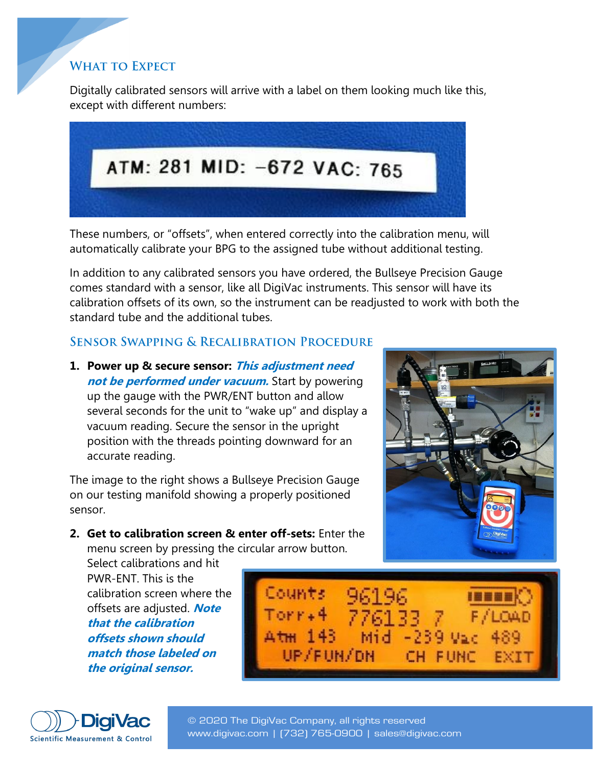## What to Expect

Digitally calibrated sensors will arrive with a label on them looking much like this, except with different numbers:

ATM: 281 MID: −672 VAC: 765

These numbers, or "offsets", when entered correctly into the calibration menu, will automatically calibrate your BPG to the assigned tube without additional testing.

In addition to any calibrated sensors you have ordered, the Bullseye Precision Gauge comes standard with a sensor, like all DigiVac instruments. This sensor will have its calibration offsets of its own, so the instrument can be readjusted to work with both the standard tube and the additional tubes.

## Sensor Swapping & Recalibration Procedure

1. **Power up & secure sensor:** ***This adjustment need not be performed under vacuum.*** Start by powering up the gauge with the PWR/ENT button and allow several seconds for the unit to "wake up" and display a vacuum reading. Secure the sensor in the upright position with the threads pointing downward for an accurate reading.

The image to the right shows a Bullseye Precision Gauge on our testing manifold showing a properly positioned sensor.

2. **Get to calibration screen & enter off-sets:** Enter the menu screen by pressing the circular arrow button. Select calibrations and hit PWR-ENT. This is the calibration screen where the offsets are adjusted. ***Note that the calibration offsets shown should match those labeled on the original sensor.***

Counts 96196
Torr+4 776133 7 F/LOAD
Atm 143 Mid -239 Vac 489
UP/FUN/DN CH FUNC EXIT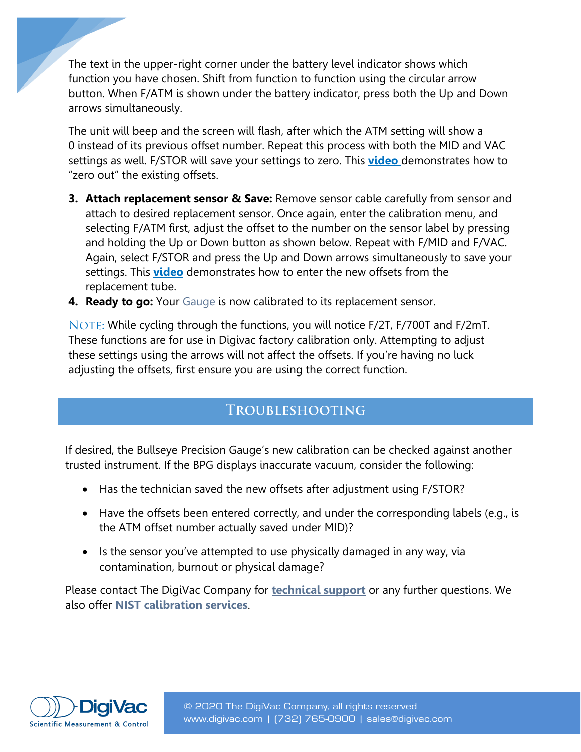The text in the upper-right corner under the battery level indicator shows which function you have chosen. Shift from function to function using the circular arrow button. When F/ATM is shown under the battery indicator, press both the Up and Down arrows simultaneously.

The unit will beep and the screen will flash, after which the ATM setting will show a 0 instead of its previous offset number. Repeat this process with both the MID and VAC settings as well. F/STOR will save your settings to zero. This **video** demonstrates how to “zero out” the existing offsets.

3. **Attach replacement sensor & Save:** Remove sensor cable carefully from sensor and attach to desired replacement sensor. Once again, enter the calibration menu, and selecting F/ATM first, adjust the offset to the number on the sensor label by pressing and holding the Up or Down button as shown below. Repeat with F/MID and F/VAC. Again, select F/STOR and press the Up and Down arrows simultaneously to save your settings. This **video** demonstrates how to enter the new offsets from the replacement tube.
4. **Ready to go:** Your Gauge is now calibrated to its replacement sensor.

NOTE: While cycling through the functions, you will notice F/2T, F/700T and F/2mT. These functions are for use in Digivac factory calibration only. Attempting to adjust these settings using the arrows will not affect the offsets. If you’re having no luck adjusting the offsets, first ensure you are using the correct function.

## Troubleshooting

If desired, the Bullseye Precision Gauge’s new calibration can be checked against another trusted instrument. If the BPG displays inaccurate vacuum, consider the following:

- Has the technician saved the new offsets after adjustment using F/STOR?
- Have the offsets been entered correctly, and under the corresponding labels (e.g., is the ATM offset number actually saved under MID)?
- Is the sensor you’ve attempted to use physically damaged in any way, via contamination, burnout or physical damage?

Please contact The DigiVac Company for **technical support** or any further questions. We also offer **NIST calibration services**.

DigiVac
Scientific Measurement & Control

© 2020 The DigiVac Company, all rights reserved
www.digivac.com | (732) 765-0900 | sales@digivac.com